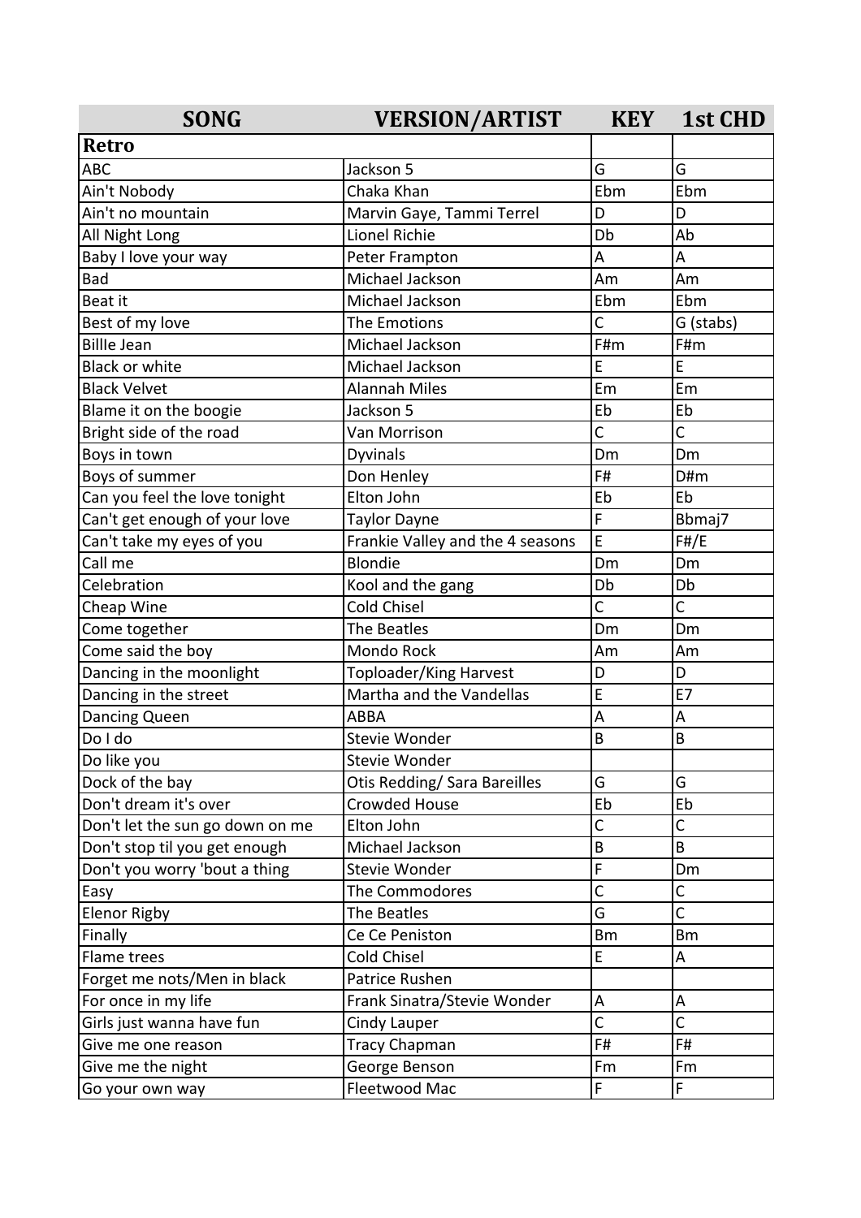| SONG | VERSION/ARTIST | KEY | 1st CHD |
| --- | --- | --- | --- |
| **Retro** | | | |
| ABC | Jackson 5 | G | G |
| Ain't Nobody | Chaka Khan | Ebm | Ebm |
| Ain't no mountain | Marvin Gaye, Tammi Terrel | D | D |
| All Night Long | Lionel Richie | Db | Ab |
| Baby I love your way | Peter Frampton | A | A |
| Bad | Michael Jackson | Am | Am |
| Beat it | Michael Jackson | Ebm | Ebm |
| Best of my love | The Emotions | C | G (stabs) |
| BillIe Jean | Michael Jackson | F#m | F#m |
| Black or white | Michael Jackson | E | E |
| Black Velvet | Alannah Miles | Em | Em |
| Blame it on the boogie | Jackson 5 | Eb | Eb |
| Bright side of the road | Van Morrison | C | C |
| Boys in town | Dyvinals | Dm | Dm |
| Boys of summer | Don Henley | F# | D#m |
| Can you feel the love tonight | Elton John | Eb | Eb |
| Can't get enough of your love | Taylor Dayne | F | Bbmaj7 |
| Can't take my eyes of you | Frankie Valley and the 4 seasons | E | F#/E |
| Call me | Blondie | Dm | Dm |
| Celebration | Kool and the gang | Db | Db |
| Cheap Wine | Cold Chisel | C | C |
| Come together | The Beatles | Dm | Dm |
| Come said the boy | Mondo Rock | Am | Am |
| Dancing in the moonlight | Toploader/King Harvest | D | D |
| Dancing in the street | Martha and the Vandellas | E | E7 |
| Dancing Queen | ABBA | A | A |
| Do I do | Stevie Wonder | B | B |
| Do like you | Stevie Wonder | | |
| Dock of the bay | Otis Redding/ Sara Bareilles | G | G |
| Don't dream it's over | Crowded House | Eb | Eb |
| Don't let the sun go down on me | Elton John | C | C |
| Don't stop til you get enough | Michael Jackson | B | B |
| Don't you worry 'bout a thing | Stevie Wonder | F | Dm |
| Easy | The Commodores | C | C |
| Elenor Rigby | The Beatles | G | C |
| Finally | Ce Ce Peniston | Bm | Bm |
| Flame trees | Cold Chisel | E | A |
| Forget me nots/Men in black | Patrice Rushen | | |
| For once in my life | Frank Sinatra/Stevie Wonder | A | A |
| Girls just wanna have fun | Cindy Lauper | C | C |
| Give me one reason | Tracy Chapman | F# | F# |
| Give me the night | George Benson | Fm | Fm |
| Go your own way | Fleetwood Mac | F | F |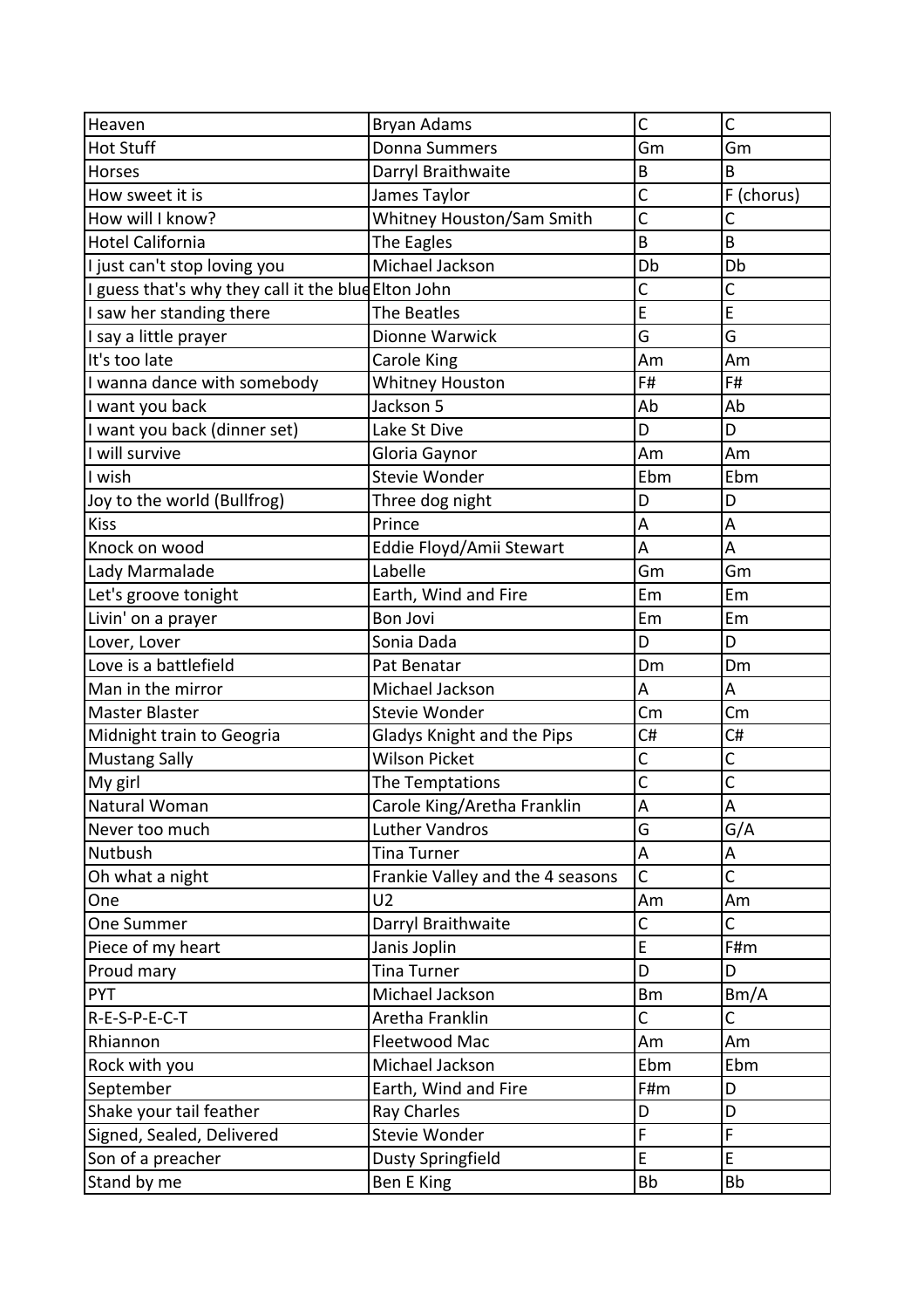| Heaven | Bryan Adams | C | C |
|---|---|---|---|
| Hot Stuff | Donna Summers | Gm | Gm |
| Horses | Darryl Braithwaite | B | B |
| How sweet it is | James Taylor | C | F (chorus) |
| How will I know? | Whitney Houston/Sam Smith | C | C |
| Hotel California | The Eagles | B | B |
| I just can't stop loving you | Michael Jackson | Db | Db |
| I guess that's why they call it the blue | Elton John | C | C |
| I saw her standing there | The Beatles | E | E |
| I say a little prayer | Dionne Warwick | G | G |
| It's too late | Carole King | Am | Am |
| I wanna dance with somebody | Whitney Houston | F# | F# |
| I want you back | Jackson 5 | Ab | Ab |
| I want you back (dinner set) | Lake St Dive | D | D |
| I will survive | Gloria Gaynor | Am | Am |
| I wish | Stevie Wonder | Ebm | Ebm |
| Joy to the world (Bullfrog) | Three dog night | D | D |
| Kiss | Prince | A | A |
| Knock on wood | Eddie Floyd/Amii Stewart | A | A |
| Lady Marmalade | Labelle | Gm | Gm |
| Let's groove tonight | Earth, Wind and Fire | Em | Em |
| Livin' on a prayer | Bon Jovi | Em | Em |
| Lover, Lover | Sonia Dada | D | D |
| Love is a battlefield | Pat Benatar | Dm | Dm |
| Man in the mirror | Michael Jackson | A | A |
| Master Blaster | Stevie Wonder | Cm | Cm |
| Midnight train to Geogria | Gladys Knight and the Pips | C# | C# |
| Mustang Sally | Wilson Picket | C | C |
| My girl | The Temptations | C | C |
| Natural Woman | Carole King/Aretha Franklin | A | A |
| Never too much | Luther Vandros | G | G/A |
| Nutbush | Tina Turner | A | A |
| Oh what a night | Frankie Valley and the 4 seasons | C | C |
| One | U2 | Am | Am |
| One Summer | Darryl Braithwaite | C | C |
| Piece of my heart | Janis Joplin | E | F#m |
| Proud mary | Tina Turner | D | D |
| PYT | Michael Jackson | Bm | Bm/A |
| R-E-S-P-E-C-T | Aretha Franklin | C | C |
| Rhiannon | Fleetwood Mac | Am | Am |
| Rock with you | Michael Jackson | Ebm | Ebm |
| September | Earth, Wind and Fire | F#m | D |
| Shake your tail feather | Ray Charles | D | D |
| Signed, Sealed, Delivered | Stevie Wonder | F | F |
| Son of a preacher | Dusty Springfield | E | E |
| Stand by me | Ben E King | Bb | Bb |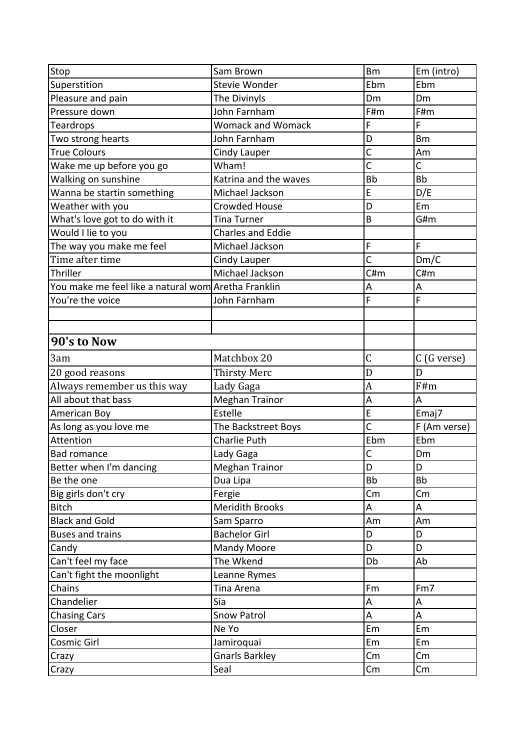| Stop | Sam Brown | Bm | Em (intro) |
|---|---|---|---|
| Superstition | Stevie Wonder | Ebm | Ebm |
| Pleasure and pain | The Divinyls | Dm | Dm |
| Pressure down | John Farnham | F#m | F#m |
| Teardrops | Womack and Womack | F | F |
| Two strong hearts | John Farnham | D | Bm |
| True Colours | Cindy Lauper | C | Am |
| Wake me up before you go | Wham! | C | C |
| Walking on sunshine | Katrina and the waves | Bb | Bb |
| Wanna be startin something | Michael Jackson | E | D/E |
| Weather with you | Crowded House | D | Em |
| What's love got to do with it | Tina Turner | B | G#m |
| Would I lie to you | Charles and Eddie | | |
| The way you make me feel | Michael Jackson | F | F |
| Time after time | Cindy Lauper | C | Dm/C |
| Thriller | Michael Jackson | C#m | C#m |
| You make me feel like a natural wom | Aretha Franklin | A | A |
| You're the voice | John Farnham | F | F |
| | | | |
| | | | |
| **90's to Now** | | | |
| 3am | Matchbox 20 | C | C (G verse) |
| 20 good reasons | Thirsty Merc | D | D |
| Always remember us this way | Lady Gaga | A | F#m |
| All about that bass | Meghan Trainor | A | A |
| American Boy | Estelle | E | Emaj7 |
| As long as you love me | The Backstreet Boys | C | F (Am verse) |
| Attention | Charlie Puth | Ebm | Ebm |
| Bad romance | Lady Gaga | C | Dm |
| Better when I'm dancing | Meghan Trainor | D | D |
| Be the one | Dua Lipa | Bb | Bb |
| Big girls don't cry | Fergie | Cm | Cm |
| Bitch | Meridith Brooks | A | A |
| Black and Gold | Sam Sparro | Am | Am |
| Buses and trains | Bachelor Girl | D | D |
| Candy | Mandy Moore | D | D |
| Can't feel my face | The Wkend | Db | Ab |
| Can't fight the moonlight | Leanne Rymes | | |
| Chains | Tina Arena | Fm | Fm7 |
| Chandelier | Sia | A | A |
| Chasing Cars | Snow Patrol | A | A |
| Closer | Ne Yo | Em | Em |
| Cosmic Girl | Jamiroquai | Em | Em |
| Crazy | Gnarls Barkley | Cm | Cm |
| Crazy | Seal | Cm | Cm |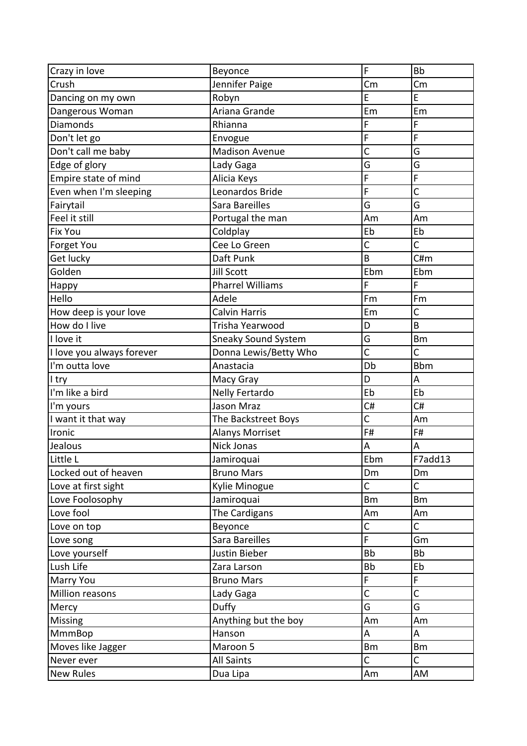| Crazy in love | Beyonce | F | Bb |
|---|---|---|---|
| Crush | Jennifer Paige | Cm | Cm |
| Dancing on my own | Robyn | E | E |
| Dangerous Woman | Ariana Grande | Em | Em |
| Diamonds | Rhianna | F | F |
| Don't let go | Envogue | F | F |
| Don't call me baby | Madison Avenue | C | G |
| Edge of glory | Lady Gaga | G | G |
| Empire state of mind | Alicia Keys | F | F |
| Even when I'm sleeping | Leonardos Bride | F | C |
| Fairytail | Sara Bareilles | G | G |
| Feel it still | Portugal the man | Am | Am |
| Fix You | Coldplay | Eb | Eb |
| Forget You | Cee Lo Green | C | C |
| Get lucky | Daft Punk | B | C#m |
| Golden | Jill Scott | Ebm | Ebm |
| Happy | Pharrel Williams | F | F |
| Hello | Adele | Fm | Fm |
| How deep is your love | Calvin Harris | Em | C |
| How do I live | Trisha Yearwood | D | B |
| I love it | Sneaky Sound System | G | Bm |
| I love you always forever | Donna Lewis/Betty Who | C | C |
| I'm outta love | Anastacia | Db | Bbm |
| I try | Macy Gray | D | A |
| I'm like a bird | Nelly Fertardo | Eb | Eb |
| I'm yours | Jason Mraz | C# | C# |
| I want it that way | The Backstreet Boys | C | Am |
| Ironic | Alanys Morriset | F# | F# |
| Jealous | Nick Jonas | A | A |
| Little L | Jamiroquai | Ebm | F7add13 |
| Locked out of heaven | Bruno Mars | Dm | Dm |
| Love at first sight | Kylie Minogue | C | C |
| Love Foolosophy | Jamiroquai | Bm | Bm |
| Love fool | The Cardigans | Am | Am |
| Love on top | Beyonce | C | C |
| Love song | Sara Bareilles | F | Gm |
| Love yourself | Justin Bieber | Bb | Bb |
| Lush Life | Zara Larson | Bb | Eb |
| Marry You | Bruno Mars | F | F |
| Million reasons | Lady Gaga | C | C |
| Mercy | Duffy | G | G |
| Missing | Anything but the boy | Am | Am |
| MmmBop | Hanson | A | A |
| Moves like Jagger | Maroon 5 | Bm | Bm |
| Never ever | All Saints | C | C |
| New Rules | Dua Lipa | Am | AM |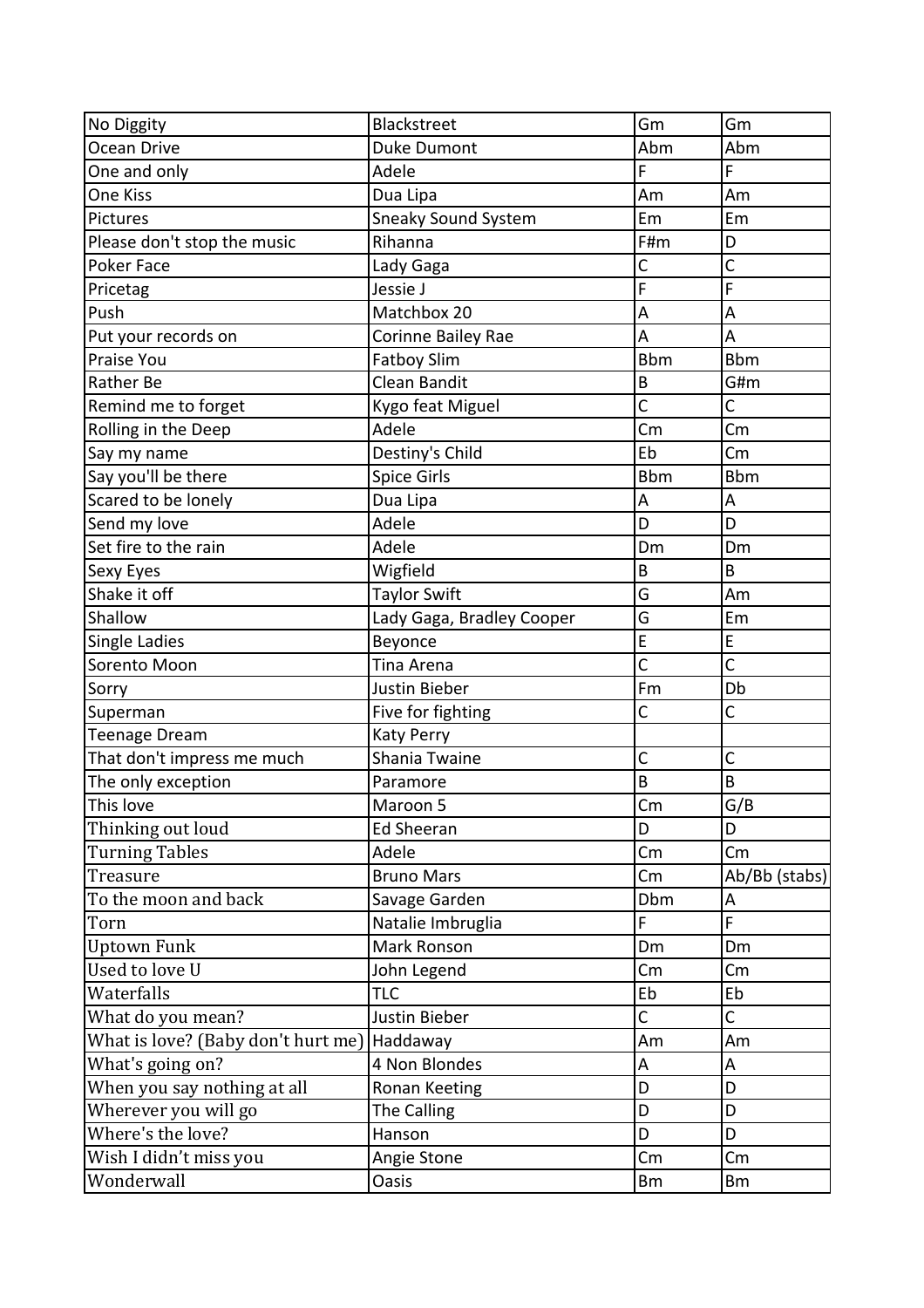| No Diggity | Blackstreet | Gm | Gm |
|---|---|---|---|
| Ocean Drive | Duke Dumont | Abm | Abm |
| One and only | Adele | F | F |
| One Kiss | Dua Lipa | Am | Am |
| Pictures | Sneaky Sound System | Em | Em |
| Please don't stop the music | Rihanna | F#m | D |
| Poker Face | Lady Gaga | C | C |
| Pricetag | Jessie J | F | F |
| Push | Matchbox 20 | A | A |
| Put your records on | Corinne Bailey Rae | A | A |
| Praise You | Fatboy Slim | Bbm | Bbm |
| Rather Be | Clean Bandit | B | G#m |
| Remind me to forget | Kygo feat Miguel | C | C |
| Rolling in the Deep | Adele | Cm | Cm |
| Say my name | Destiny's Child | Eb | Cm |
| Say you'll be there | Spice Girls | Bbm | Bbm |
| Scared to be lonely | Dua Lipa | A | A |
| Send my love | Adele | D | D |
| Set fire to the rain | Adele | Dm | Dm |
| Sexy Eyes | Wigfield | B | B |
| Shake it off | Taylor Swift | G | Am |
| Shallow | Lady Gaga, Bradley Cooper | G | Em |
| Single Ladies | Beyonce | E | E |
| Sorento Moon | Tina Arena | C | C |
| Sorry | Justin Bieber | Fm | Db |
| Superman | Five for fighting | C | C |
| Teenage Dream | Katy Perry | | |
| That don't impress me much | Shania Twaine | C | C |
| The only exception | Paramore | B | B |
| This love | Maroon 5 | Cm | G/B |
| Thinking out loud | Ed Sheeran | D | D |
| Turning Tables | Adele | Cm | Cm |
| Treasure | Bruno Mars | Cm | Ab/Bb (stabs) |
| To the moon and back | Savage Garden | Dbm | A |
| Torn | Natalie Imbruglia | F | F |
| Uptown Funk | Mark Ronson | Dm | Dm |
| Used to love U | John Legend | Cm | Cm |
| Waterfalls | TLC | Eb | Eb |
| What do you mean? | Justin Bieber | C | C |
| What is love? (Baby don't hurt me) | Haddaway | Am | Am |
| What's going on? | 4 Non Blondes | A | A |
| When you say nothing at all | Ronan Keeting | D | D |
| Wherever you will go | The Calling | D | D |
| Where's the love? | Hanson | D | D |
| Wish I didn't miss you | Angie Stone | Cm | Cm |
| Wonderwall | Oasis | Bm | Bm |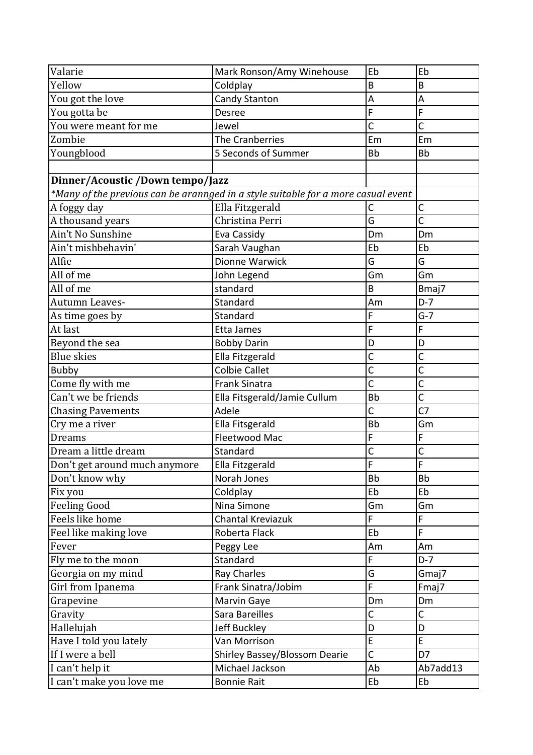| Valarie | Mark Ronson/Amy Winehouse | Eb | Eb |
| --- | --- | --- | --- |
| Yellow | Coldplay | B | B |
| You got the love | Candy Stanton | A | A |
| You gotta be | Desree | F | F |
| You were meant for me | Jewel | C | C |
| Zombie | The Cranberries | Em | Em |
| Youngblood | 5 Seconds of Summer | Bb | Bb |
| | | | |
| **Dinner/Acoustic /Down tempo/Jazz** | | | |
| *\*Many of the previous can be arannged in a style suitable for a more casual event* | | | |
| A foggy day | Ella Fitzgerald | C | C |
| A thousand years | Christina Perri | G | C |
| Ain't No Sunshine | Eva Cassidy | Dm | Dm |
| Ain't mishbehavin' | Sarah Vaughan | Eb | Eb |
| Alfie | Dionne Warwick | G | G |
| All of me | John Legend | Gm | Gm |
| All of me | standard | B | Bmaj7 |
| Autumn Leaves- | Standard | Am | D-7 |
| As time goes by | Standard | F | G-7 |
| At last | Etta James | F | F |
| Beyond the sea | Bobby Darin | D | D |
| Blue skies | Ella Fitzgerald | C | C |
| Bubby | Colbie Callet | C | C |
| Come fly with me | Frank Sinatra | C | C |
| Can't we be friends | Ella Fitsgerald/Jamie Cullum | Bb | C |
| Chasing Pavements | Adele | C | C7 |
| Cry me a river | Ella Fitsgerald | Bb | Gm |
| Dreams | Fleetwood Mac | F | F |
| Dream a little dream | Standard | C | C |
| Don't get around much anymore | Ella Fitzgerald | F | F |
| Don't know why | Norah Jones | Bb | Bb |
| Fix you | Coldplay | Eb | Eb |
| Feeling Good | Nina Simone | Gm | Gm |
| Feels like home | Chantal Kreviazuk | F | F |
| Feel like making love | Roberta Flack | Eb | F |
| Fever | Peggy Lee | Am | Am |
| Fly me to the moon | Standard | F | D-7 |
| Georgia on my mind | Ray Charles | G | Gmaj7 |
| Girl from Ipanema | Frank Sinatra/Jobim | F | Fmaj7 |
| Grapevine | Marvin Gaye | Dm | Dm |
| Gravity | Sara Bareilles | C | C |
| Hallelujah | Jeff Buckley | D | D |
| Have I told you lately | Van Morrison | E | E |
| If I were a bell | Shirley Bassey/Blossom Dearie | C | D7 |
| I can't help it | Michael Jackson | Ab | Ab7add13 |
| I can't make you love me | Bonnie Rait | Eb | Eb |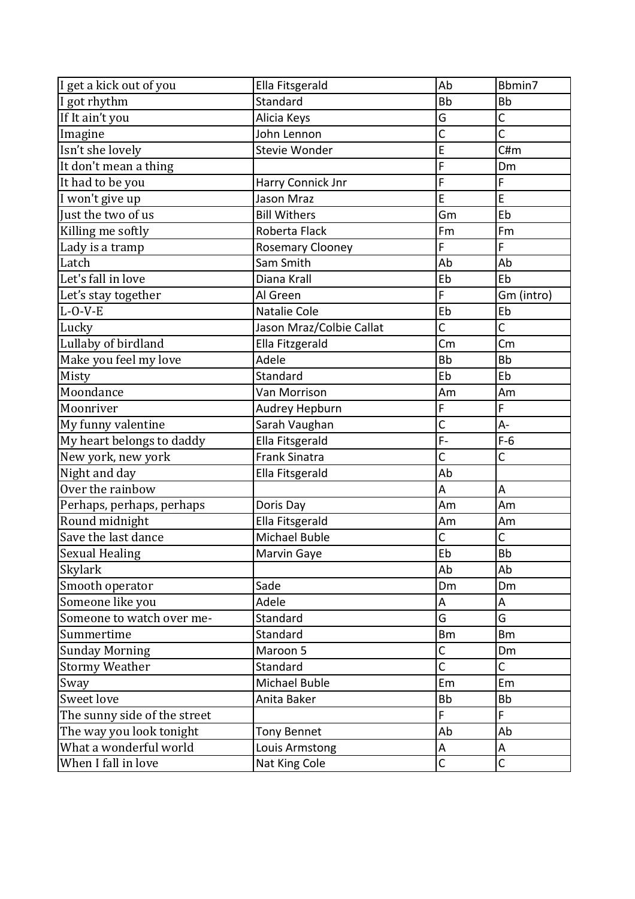| I get a kick out of you | Ella Fitsgerald | Ab | Bbmin7 |
|---|---|---|---|
| I got rhythm | Standard | Bb | Bb |
| If It ain't you | Alicia Keys | G | C |
| Imagine | John Lennon | C | C |
| Isn't she lovely | Stevie Wonder | E | C#m |
| It don't mean a thing | | F | Dm |
| It had to be you | Harry Connick Jnr | F | F |
| I won't give up | Jason Mraz | E | E |
| Just the two of us | Bill Withers | Gm | Eb |
| Killing me softly | Roberta Flack | Fm | Fm |
| Lady is a tramp | Rosemary Clooney | F | F |
| Latch | Sam Smith | Ab | Ab |
| Let's fall in love | Diana Krall | Eb | Eb |
| Let's stay together | Al Green | F | Gm (intro) |
| L-O-V-E | Natalie Cole | Eb | Eb |
| Lucky | Jason Mraz/Colbie Callat | C | C |
| Lullaby of birdland | Ella Fitzgerald | Cm | Cm |
| Make you feel my love | Adele | Bb | Bb |
| Misty | Standard | Eb | Eb |
| Moondance | Van Morrison | Am | Am |
| Moonriver | Audrey Hepburn | F | F |
| My funny valentine | Sarah Vaughan | C | A- |
| My heart belongs to daddy | Ella Fitsgerald | F- | F-6 |
| New york, new york | Frank Sinatra | C | C |
| Night and day | Ella Fitsgerald | Ab | |
| Over the rainbow | | A | A |
| Perhaps, perhaps, perhaps | Doris Day | Am | Am |
| Round midnight | Ella Fitsgerald | Am | Am |
| Save the last dance | Michael Buble | C | C |
| Sexual Healing | Marvin Gaye | Eb | Bb |
| Skylark | | Ab | Ab |
| Smooth operator | Sade | Dm | Dm |
| Someone like you | Adele | A | A |
| Someone to watch over me- | Standard | G | G |
| Summertime | Standard | Bm | Bm |
| Sunday Morning | Maroon 5 | C | Dm |
| Stormy Weather | Standard | C | C |
| Sway | Michael Buble | Em | Em |
| Sweet love | Anita Baker | Bb | Bb |
| The sunny side of the street | | F | F |
| The way you look tonight | Tony Bennet | Ab | Ab |
| What a wonderful world | Louis Armstong | A | A |
| When I fall in love | Nat King Cole | C | C |